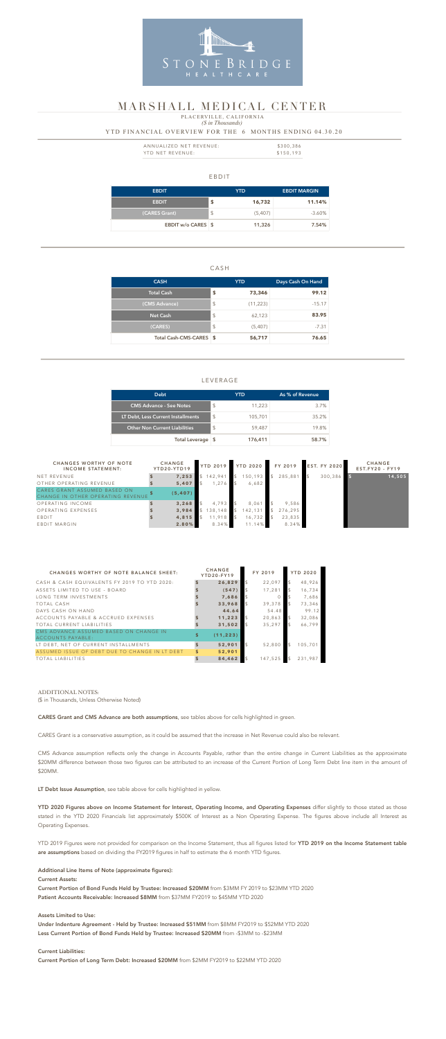STONEBRIDGE HEALTHCARE

# MARSHALL MEDICAL CENTER

PLACERVILLE, CALIFORNIA

*($ in Thousands)*

YTD FINANCIAL OVERVIEW FOR THE 6 MONTHS ENDING 04.30.20

| | |
|---|---|
| ANNUALIZED NET REVENUE: | $300,386 |
| YTD NET REVENUE: | $150,193 |

## EBDIT

| EBDIT | YTD | EBDIT MARGIN |
|---|---|---|
| EBDIT | $ 16,732 | 11.14% |
| (CARES Grant) | $ (5,407) | -3.60% |
| EBDIT w/o CARES | $ 11,326 | 7.54% |

## CASH

| CASH | YTD | Days Cash On Hand |
|---|---|---|
| Total Cash | $ 73,346 | 99.12 |
| (CMS Advance) | $ (11,223) | -15.17 |
| Net Cash | $ 62,123 | 83.95 |
| (CARES) | $ (5,407) | -7.31 |
| Total Cash-CMS-CARES | $ 56,717 | 76.65 |

## LEVERAGE

| Debt | YTD | As % of Revenue |
|---|---|---|
| CMS Advance - See Notes | $ 11,223 | 3.7% |
| LT Debt, Less Current Installments | $ 105,701 | 35.2% |
| Other Non Current Liabilities | $ 59,487 | 19.8% |
| Total Leverage | $ 176,411 | 58.7% |

| CHANGES WORTHY OF NOTE INCOME STATEMENT: | CHANGE YTD20-YTD19 | YTD 2019 | YTD 2020 | FY 2019 | EST. FY 2020 | CHANGE EST.FY20 - FY19 |
|---|---|---|---|---|---|---|
| NET REVENUE | $ 7,253 | $ 142,941 | $ 150,193 | $ 285,881 | $ 300,386 | $ 14,505 |
| OTHER OPERATING REVENUE | $ 5,407 | $ 1,276 | $ 6,682 | | | |
| CARES GRANT ASSUMED BASED ON CHANGE IN OTHER OPERATING REVENUE | $ (5,407) | | | | | |
| OPERATING INCOME | $ 3,268 | $ 4,793 | $ 8,061 | $ 9,586 | | |
| OPERATING EXPENSES | $ 3,984 | $ 138,148 | $ 142,131 | $ 276,295 | | |
| EBDIT | $ 4,815 | $ 11,918 | $ 16,732 | $ 23,835 | | |
| EBDIT MARGIN | 2.80% | 8.34% | 11.14% | 8.34% | | |

| CHANGES WORTHY OF NOTE BALANCE SHEET: | CHANGE YTD20-FY19 | FY 2019 | YTD 2020 |
|---|---|---|---|
| CASH & CASH EQUIVALENTS FY 2019 TO YTD 2020: | $ 26,829 | $ 22,097 | $ 48,926 |
| ASSETS LIMITED TO USE - BOARD | $ (547) | $ 17,281 | $ 16,734 |
| LONG TERM INVESTMENTS | $ 7,686 | $ 0 | $ 7,686 |
| TOTAL CASH | $ 33,968 | $ 39,378 | $ 73,346 |
| DAYS CASH ON HAND | 44.64 | 54.48 | 99.12 |
| ACCOUNTS PAYABLE & ACCRUED EXPENSES | $ 11,223 | $ 20,863 | $ 32,086 |
| TOTAL CURRENT LIABILITIES | $ 31,502 | $ 35,297 | $ 66,799 |
| CMS ADVANCE ASSUMED BASED ON CHANGE IN ACCOUNTS PAYABLE: | $ (11,223) | | |
| LT DEBT, NET OF CURRENT INSTALLMENTS | $ 52,901 | $ 52,800 | $ 105,701 |
| ASSUMED ISSUE OF DEBT DUE TO CHANGE IN LT DEBT | $ 52,901 | | |
| TOTAL LIABILITIES | $ 84,462 | $ 147,525 | $ 231,987 |

ADDITIONAL NOTES:
($ in Thousands, Unless Otherwise Noted)

**CARES Grant and CMS Advance are both assumptions**, see tables above for cells highlighted in green.

CARES Grant is a conservative assumption, as it could be assumed that the increase in Net Revenue could also be relevant.

CMS Advance assumption reflects only the change in Accounts Payable, rather than the entire change in Current Liabilities as the approximate $20MM difference between those two figures can be attributed to an increase of the Current Portion of Long Term Debt line item in the amount of $20MM.

**LT Debt Issue Assumption**, see table above for cells highlighted in yellow.

**YTD 2020 Figures above on Income Statement for Interest, Operating Income, and Operating Expenses** differ slightly to those stated as those stated in the YTD 2020 Financials list approximately $500K of Interest as a Non Operating Expense. The figures above include all Interest as Operating Expenses.

YTD 2019 Figures were not provided for comparison on the Income Statement, thus all figures listed for **YTD 2019 on the Income Statement table are assumptions** based on dividing the FY2019 figures in half to estimate the 6 month YTD figures.

**Additional Line Items of Note (approximate figures):**

**Current Assets:**

**Current Portion of Bond Funds Held by Trustee: Increased $20MM** from $3MM FY 2019 to $23MM YTD 2020

**Patient Accounts Receivable: Increased $8MM** from $37MM FY2019 to $45MM YTD 2020

**Assets Limited to Use:**

**Under Indenture Agreement - Held by Trustee: Increased $51MM** from $8MM FY2019 to $52MM YTD 2020

**Less Current Portion of Bond Funds Held by Trustee: Increased $20MM** from -$3MM to -$23MM

**Current Liabilities:**

**Current Portion of Long Term Debt: Increased $20MM** from $2MM FY2019 to $22MM YTD 2020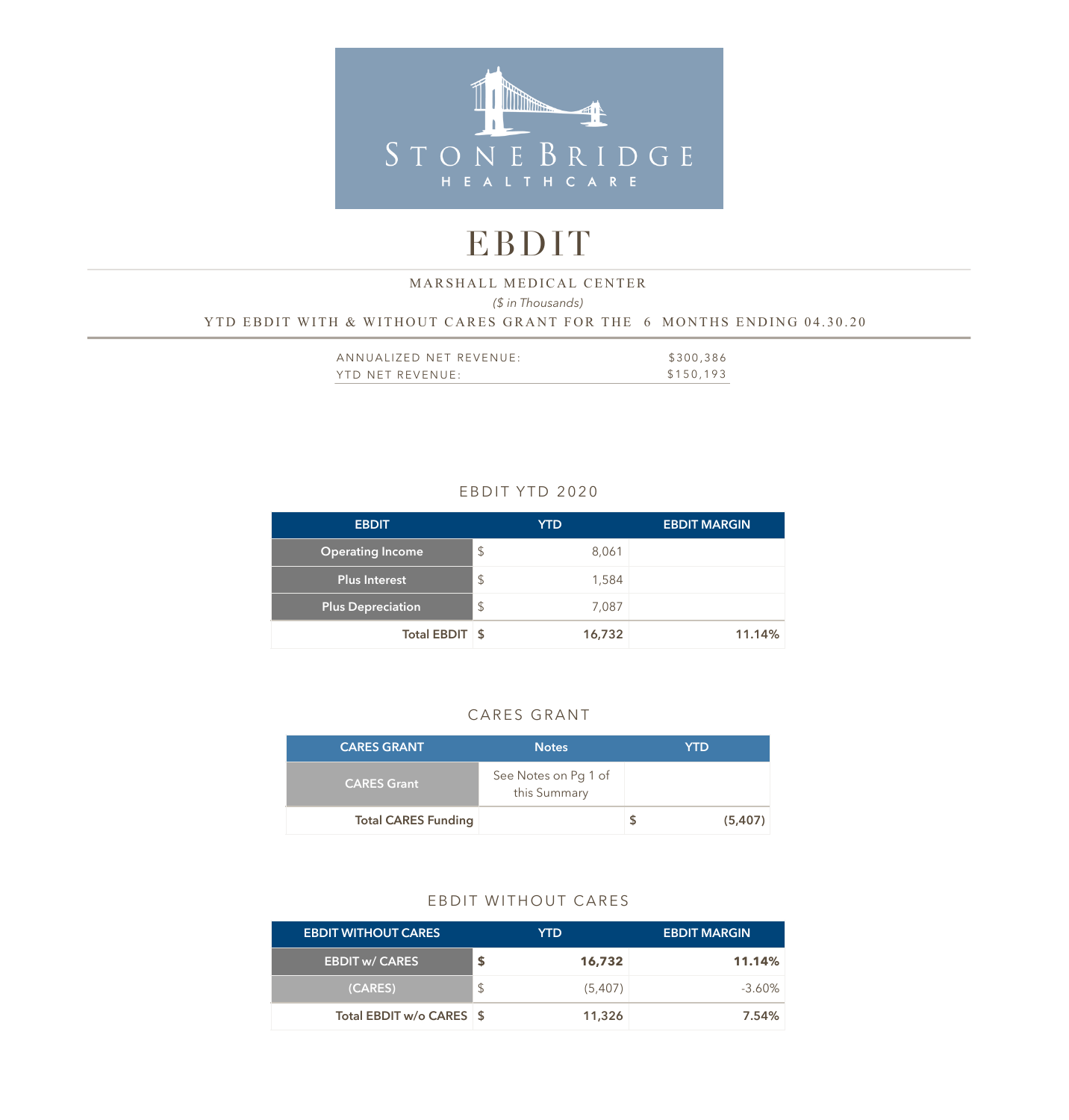STONEBRIDGE HEALTHCARE

# EBDIT

MARSHALL MEDICAL CENTER

*($ in Thousands)*

YTD EBDIT WITH & WITHOUT CARES GRANT FOR THE 6 MONTHS ENDING 04.30.20

| | |
|---|---|
| ANNUALIZED NET REVENUE: | $300,386 |
| YTD NET REVENUE: | $150,193 |

## EBDIT YTD 2020

| EBDIT | | YTD | EBDIT MARGIN |
|---|---|---|---|
| Operating Income | $ | 8,061 | |
| Plus Interest | $ | 1,584 | |
| Plus Depreciation | $ | 7,087 | |
| **Total EBDIT** | **$** | **16,732** | **11.14%** |

## CARES GRANT

| CARES GRANT | Notes | | YTD |
|---|---|---|---|
| CARES Grant | See Notes on Pg 1 of this Summary | | |
| **Total CARES Funding** | | **$** | **(5,407)** |

## EBDIT WITHOUT CARES

| EBDIT WITHOUT CARES | | YTD | EBDIT MARGIN |
|---|---|---|---|
| EBDIT w/ CARES | **$** | **16,732** | **11.14%** |
| (CARES) | $ | (5,407) | -3.60% |
| **Total EBDIT w/o CARES** | **$** | **11,326** | **7.54%** |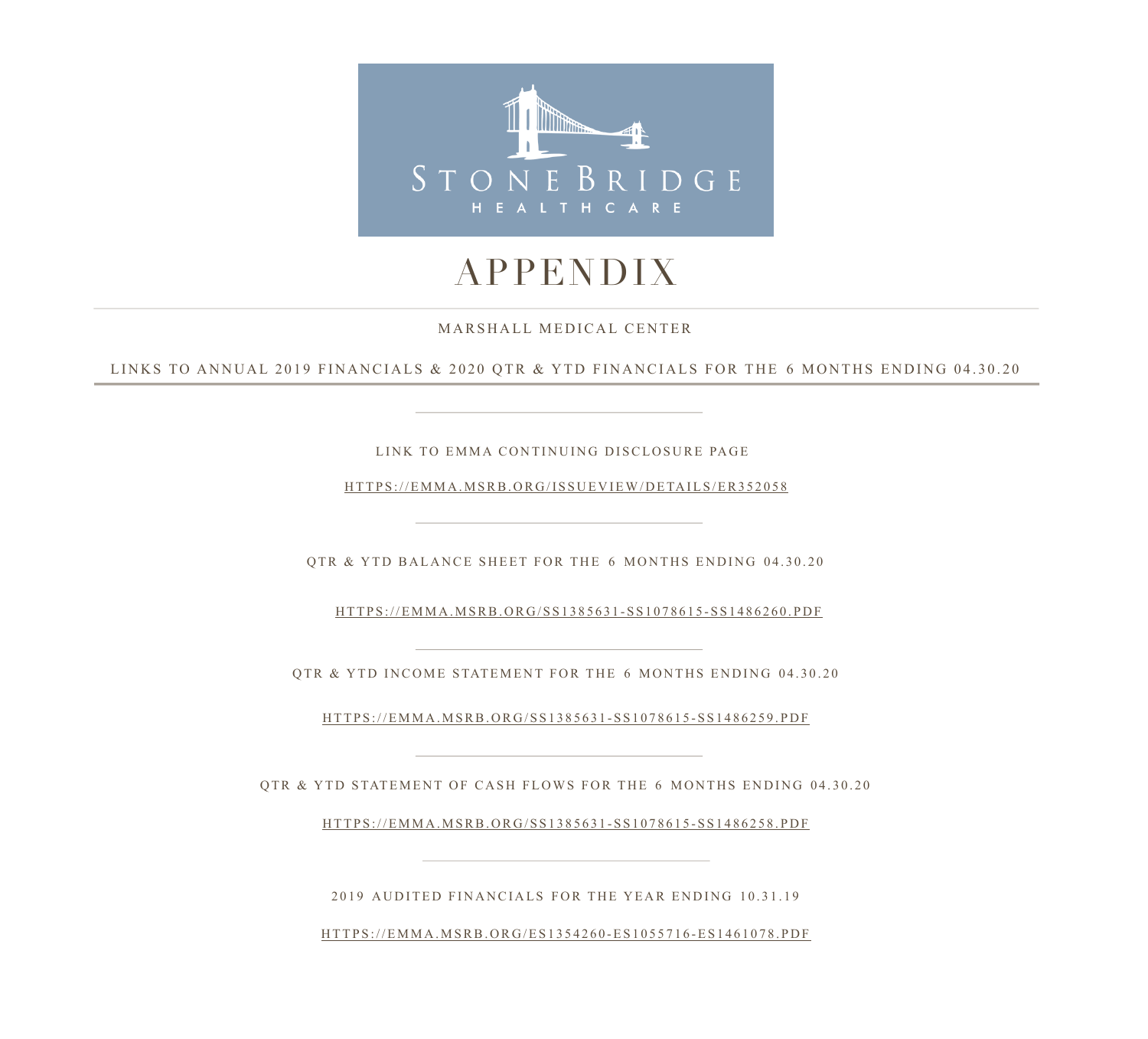STONEBRIDGE
HEALTHCARE

# APPENDIX

MARSHALL MEDICAL CENTER

LINKS TO ANNUAL 2019 FINANCIALS & 2020 QTR & YTD FINANCIALS FOR THE 6 MONTHS ENDING 04.30.20

---

LINK TO EMMA CONTINUING DISCLOSURE PAGE

HTTPS://EMMA.MSRB.ORG/ISSUEVIEW/DETAILS/ER352058

---

QTR & YTD BALANCE SHEET FOR THE 6 MONTHS ENDING 04.30.20

HTTPS://EMMA.MSRB.ORG/SS1385631-SS1078615-SS1486260.PDF

---

QTR & YTD INCOME STATEMENT FOR THE 6 MONTHS ENDING 04.30.20

HTTPS://EMMA.MSRB.ORG/SS1385631-SS1078615-SS1486259.PDF

---

QTR & YTD STATEMENT OF CASH FLOWS FOR THE 6 MONTHS ENDING 04.30.20

HTTPS://EMMA.MSRB.ORG/SS1385631-SS1078615-SS1486258.PDF

---

2019 AUDITED FINANCIALS FOR THE YEAR ENDING 10.31.19

HTTPS://EMMA.MSRB.ORG/ES1354260-ES1055716-ES1461078.PDF